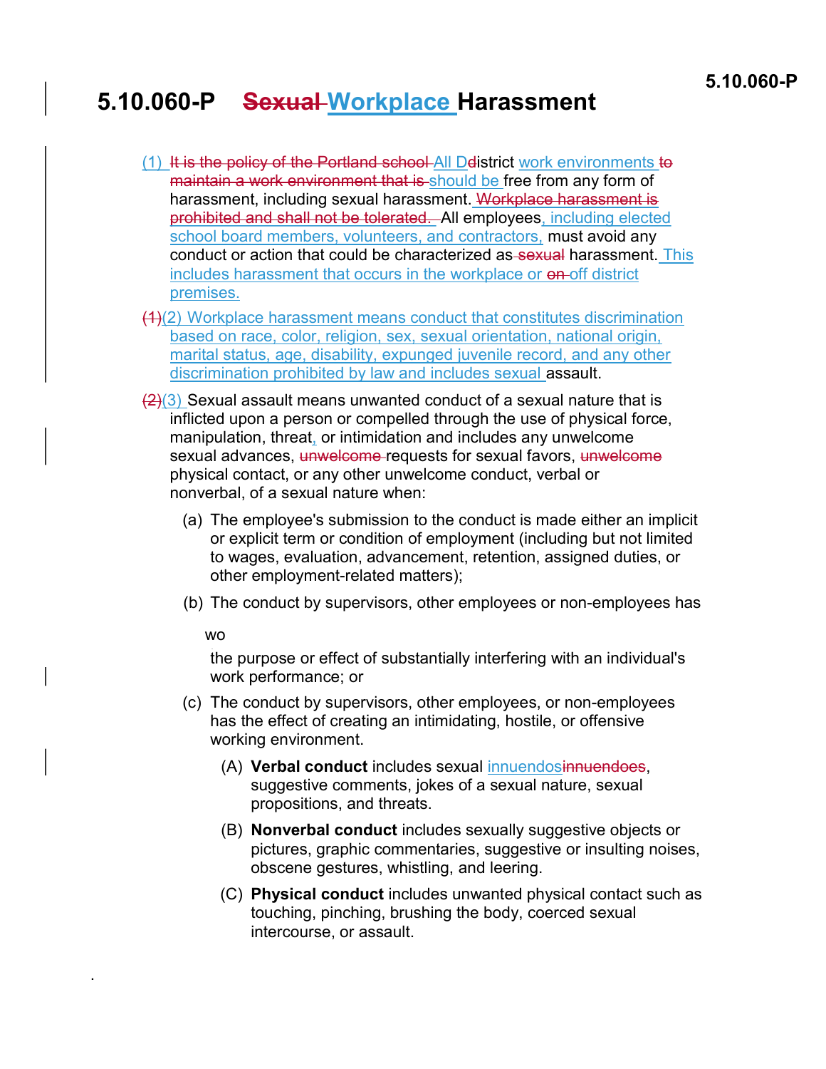# 5.10.060-P ~~Sexual~~ Workplace Harassment

(1) ~~It is the policy of the Portland school~~ All D~~d~~istrict work environments ~~to maintain a work environment that is~~ should be free from any form of harassment, including sexual harassment. ~~Workplace harassment is prohibited and shall not be tolerated.~~ All employees, including elected school board members, volunteers, and contractors, must avoid any conduct or action that could be characterized as ~~sexual~~ harassment. This includes harassment that occurs in the workplace or ~~on~~ off district premises.

~~(1)~~(2) Workplace harassment means conduct that constitutes discrimination based on race, color, religion, sex, sexual orientation, national origin, marital status, age, disability, expunged juvenile record, and any other discrimination prohibited by law and includes sexual assault.

~~(2)~~(3) Sexual assault means unwanted conduct of a sexual nature that is inflicted upon a person or compelled through the use of physical force, manipulation, threat, or intimidation and includes any unwelcome sexual advances, ~~unwelcome~~ requests for sexual favors, ~~unwelcome~~ physical contact, or any other unwelcome conduct, verbal or nonverbal, of a sexual nature when:

- (a) The employee's submission to the conduct is made either an implicit or explicit term or condition of employment (including but not limited to wages, evaluation, advancement, retention, assigned duties, or other employment-related matters);
- (b) The conduct by supervisors, other employees or non-employees has

  wo

  the purpose or effect of substantially interfering with an individual's work performance; or
- (c) The conduct by supervisors, other employees, or non-employees has the effect of creating an intimidating, hostile, or offensive working environment.
  - (A) **Verbal conduct** includes sexual innuendos~~innuendoes~~, suggestive comments, jokes of a sexual nature, sexual propositions, and threats.
  - (B) **Nonverbal conduct** includes sexually suggestive objects or pictures, graphic commentaries, suggestive or insulting noises, obscene gestures, whistling, and leering.
  - (C) **Physical conduct** includes unwanted physical contact such as touching, pinching, brushing the body, coerced sexual intercourse, or assault.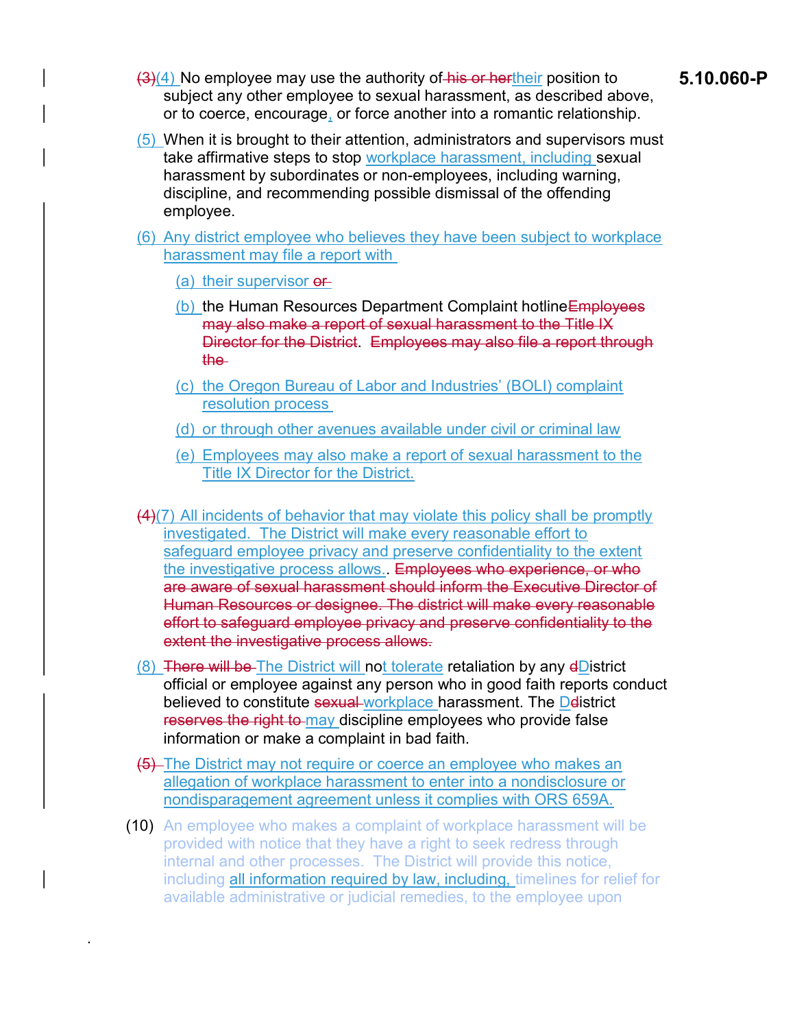~~(3)~~(4) No employee may use the authority of ~~his or her~~their position to subject any other employee to sexual harassment, as described above, or to coerce, encourage, or force another into a romantic relationship.

(5) When it is brought to their attention, administrators and supervisors must take affirmative steps to stop workplace harassment, including sexual harassment by subordinates or non-employees, including warning, discipline, and recommending possible dismissal of the offending employee.

(6) Any district employee who believes they have been subject to workplace harassment may file a report with

- (a) their supervisor ~~or~~
- (b) the Human Resources Department Complaint hotline~~Employees may also make a report of sexual harassment to the Title IX Director for the District~~. ~~Employees may also file a report through the~~
- (c) the Oregon Bureau of Labor and Industries' (BOLI) complaint resolution process
- (d) or through other avenues available under civil or criminal law
- (e) Employees may also make a report of sexual harassment to the Title IX Director for the District.

~~(4)~~(7) All incidents of behavior that may violate this policy shall be promptly investigated. The District will make every reasonable effort to safeguard employee privacy and preserve confidentiality to the extent the investigative process allows.. ~~Employees who experience, or who are aware of sexual harassment should inform the Executive Director of Human Resources or designee. The district will make every reasonable effort to safeguard employee privacy and preserve confidentiality to the extent the investigative process allows.~~

(8) ~~There will be~~ The District will not tolerate retaliation by any ~~d~~District official or employee against any person who in good faith reports conduct believed to constitute ~~sexual~~ workplace harassment. The D~~d~~istrict ~~reserves the right to~~ may discipline employees who provide false information or make a complaint in bad faith.

~~(5)~~ The District may not require or coerce an employee who makes an allegation of workplace harassment to enter into a nondisclosure or nondisparagement agreement unless it complies with ORS 659A.

(10) An employee who makes a complaint of workplace harassment will be provided with notice that they have a right to seek redress through internal and other processes. The District will provide this notice, including all information required by law, including, timelines for relief for available administrative or judicial remedies, to the employee upon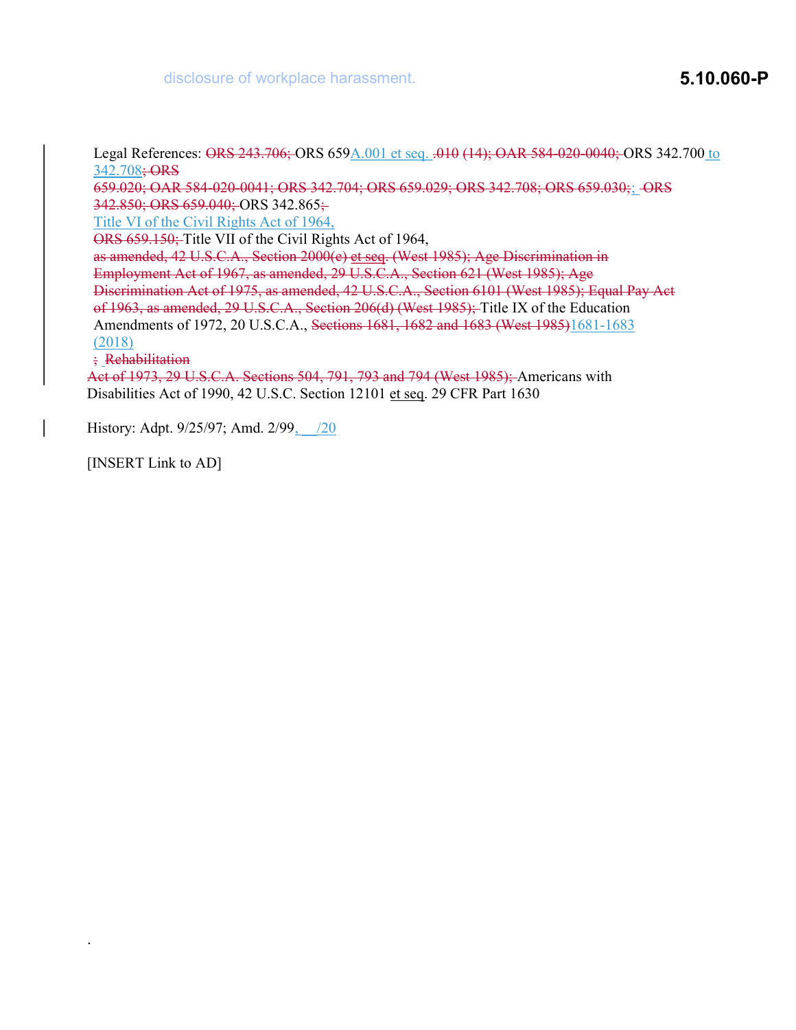Legal References: ~~ORS 243.706;~~ ORS 659A.001 et seq. ~~.010 (14); OAR 584-020-0040;~~ ORS 342.700 to 342.708~~; ORS 659.020; OAR 584-020-0041; ORS 342.704; ORS 659.029; ORS 342.708; ORS 659.030;~~; ~~ORS 342.850; ORS 659.040;~~ ORS 342.865;~~ ~~
Title VI of the Civil Rights Act of 1964,
~~ORS 659.150;~~ Title VII of the Civil Rights Act of 1964,
~~as amended, 42 U.S.C.A., Section 2000(e) et seq. (West 1985); Age Discrimination in Employment Act of 1967, as amended, 29 U.S.C.A., Section 621 (West 1985); Age Discrimination Act of 1975, as amended, 42 U.S.C.A., Section 6101 (West 1985); Equal Pay Act of 1963, as amended, 29 U.S.C.A., Section 206(d) (West 1985);~~ Title IX of the Education Amendments of 1972, 20 U.S.C.A., ~~Sections 1681, 1682 and 1683 (West 1985)~~1681-1683 (2018)
~~; Rehabilitation Act of 1973, 29 U.S.C.A. Sections 504, 791, 793 and 794 (West 1985);~~ Americans with Disabilities Act of 1990, 42 U.S.C. Section 12101 et seq. 29 CFR Part 1630

History: Adpt. 9/25/97; Amd. 2/99, \_\_/20

[INSERT Link to AD]